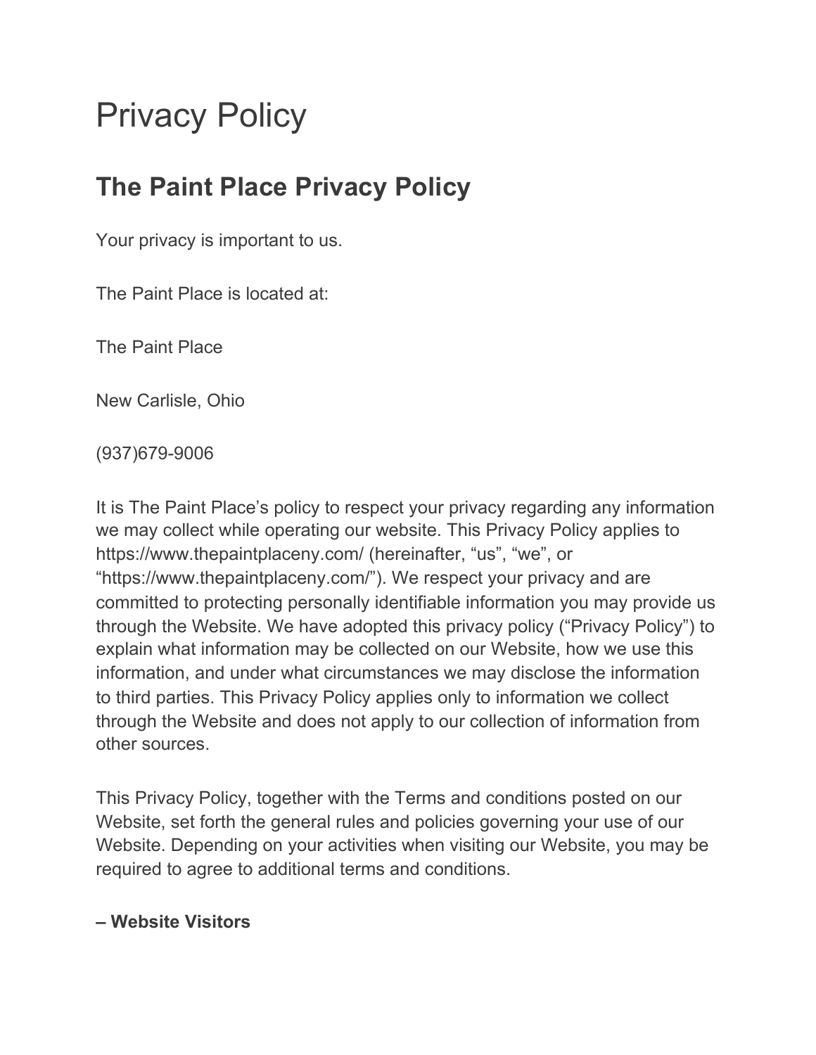# Privacy Policy

## The Paint Place Privacy Policy

Your privacy is important to us.

The Paint Place is located at:

The Paint Place

New Carlisle, Ohio

(937)679-9006

It is The Paint Place's policy to respect your privacy regarding any information we may collect while operating our website. This Privacy Policy applies to https://www.thepaintplaceny.com/ (hereinafter, "us", "we", or "https://www.thepaintplaceny.com/"). We respect your privacy and are committed to protecting personally identifiable information you may provide us through the Website. We have adopted this privacy policy ("Privacy Policy") to explain what information may be collected on our Website, how we use this information, and under what circumstances we may disclose the information to third parties. This Privacy Policy applies only to information we collect through the Website and does not apply to our collection of information from other sources.

This Privacy Policy, together with the Terms and conditions posted on our Website, set forth the general rules and policies governing your use of our Website. Depending on your activities when visiting our Website, you may be required to agree to additional terms and conditions.

**– Website Visitors**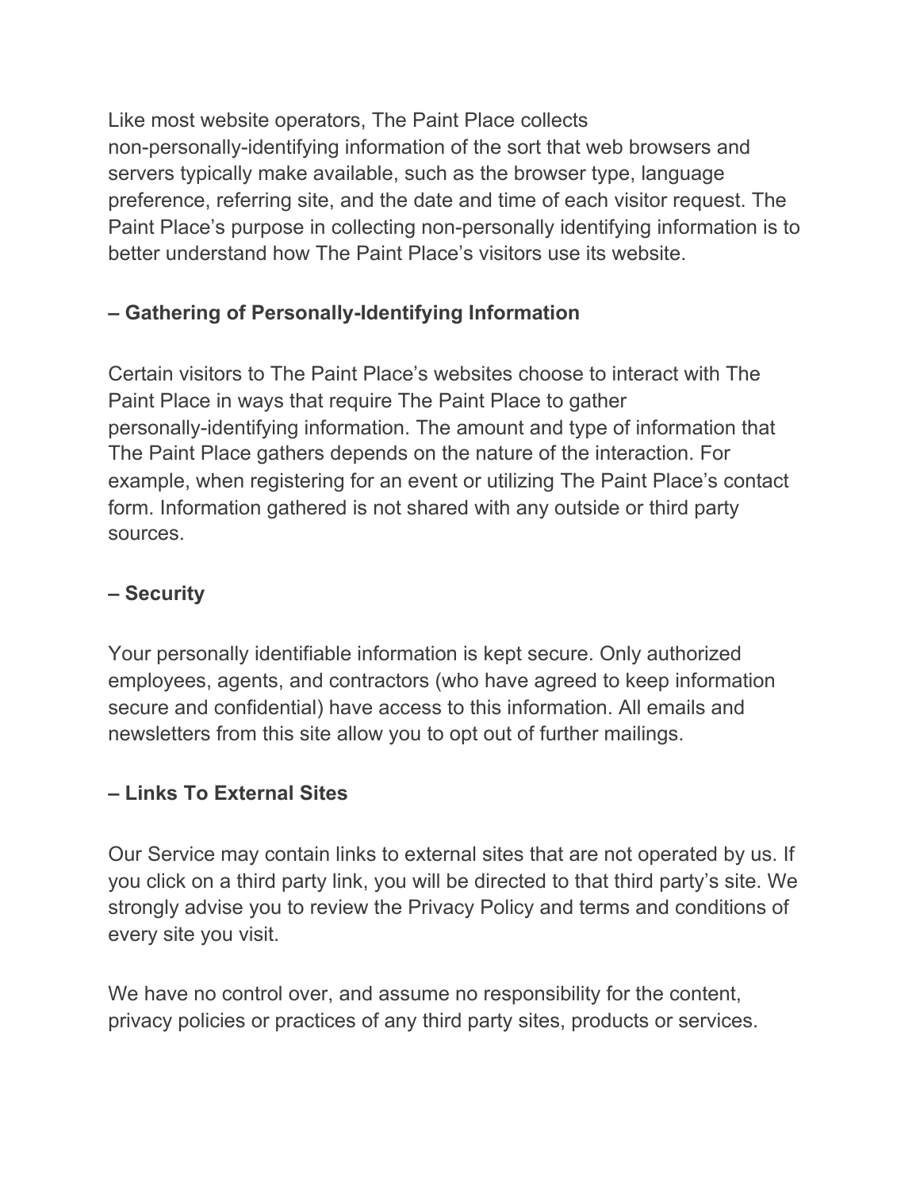Like most website operators, The Paint Place collects non-personally-identifying information of the sort that web browsers and servers typically make available, such as the browser type, language preference, referring site, and the date and time of each visitor request. The Paint Place's purpose in collecting non-personally identifying information is to better understand how The Paint Place's visitors use its website.

**– Gathering of Personally-Identifying Information**

Certain visitors to The Paint Place's websites choose to interact with The Paint Place in ways that require The Paint Place to gather personally-identifying information. The amount and type of information that The Paint Place gathers depends on the nature of the interaction. For example, when registering for an event or utilizing The Paint Place's contact form. Information gathered is not shared with any outside or third party sources.

**– Security**

Your personally identifiable information is kept secure. Only authorized employees, agents, and contractors (who have agreed to keep information secure and confidential) have access to this information. All emails and newsletters from this site allow you to opt out of further mailings.

**– Links To External Sites**

Our Service may contain links to external sites that are not operated by us. If you click on a third party link, you will be directed to that third party's site. We strongly advise you to review the Privacy Policy and terms and conditions of every site you visit.

We have no control over, and assume no responsibility for the content, privacy policies or practices of any third party sites, products or services.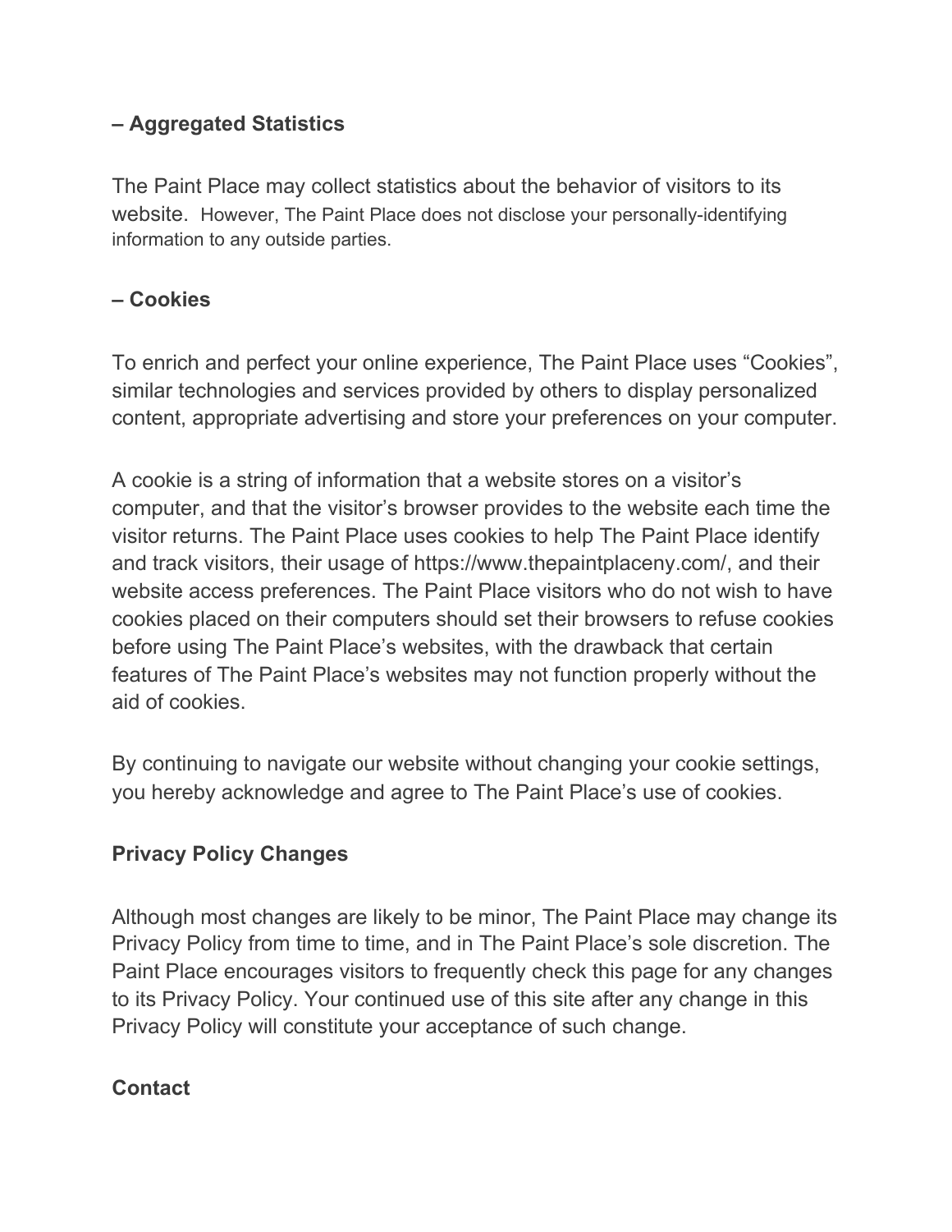**– Aggregated Statistics**

The Paint Place may collect statistics about the behavior of visitors to its website. However, The Paint Place does not disclose your personally-identifying information to any outside parties.

**– Cookies**

To enrich and perfect your online experience, The Paint Place uses "Cookies", similar technologies and services provided by others to display personalized content, appropriate advertising and store your preferences on your computer.

A cookie is a string of information that a website stores on a visitor's computer, and that the visitor's browser provides to the website each time the visitor returns. The Paint Place uses cookies to help The Paint Place identify and track visitors, their usage of https://www.thepaintplaceny.com/, and their website access preferences. The Paint Place visitors who do not wish to have cookies placed on their computers should set their browsers to refuse cookies before using The Paint Place's websites, with the drawback that certain features of The Paint Place's websites may not function properly without the aid of cookies.

By continuing to navigate our website without changing your cookie settings, you hereby acknowledge and agree to The Paint Place's use of cookies.

**Privacy Policy Changes**

Although most changes are likely to be minor, The Paint Place may change its Privacy Policy from time to time, and in The Paint Place's sole discretion. The Paint Place encourages visitors to frequently check this page for any changes to its Privacy Policy. Your continued use of this site after any change in this Privacy Policy will constitute your acceptance of such change.

**Contact**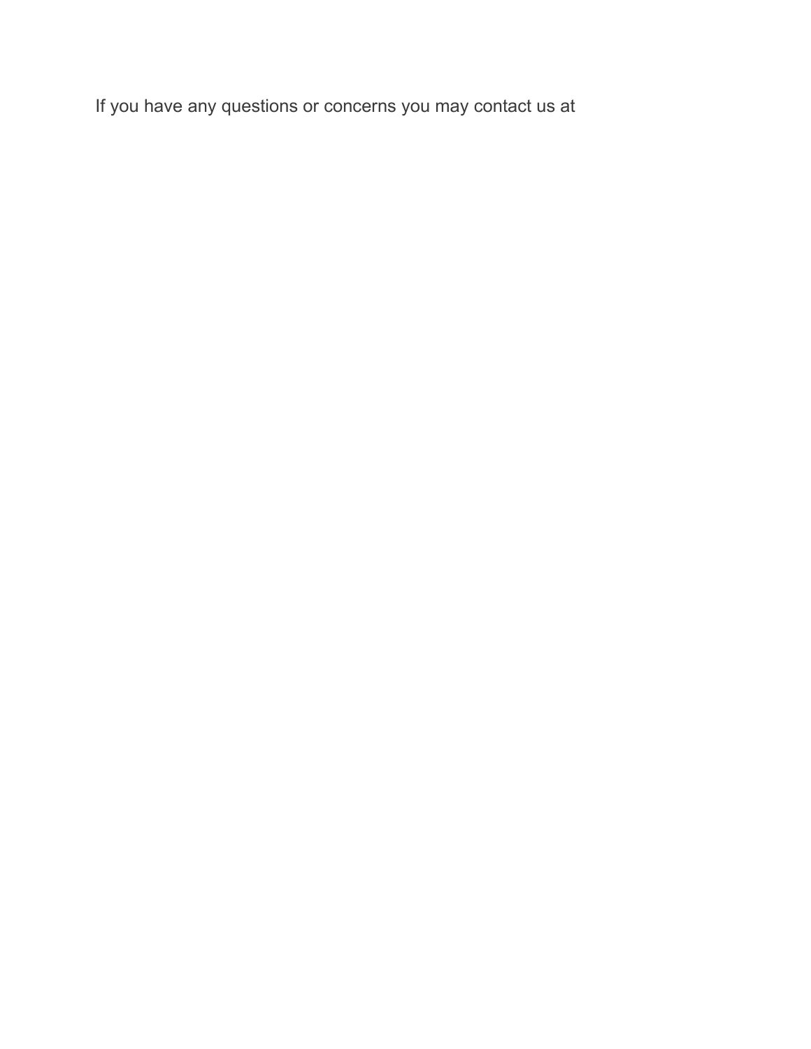If you have any questions or concerns you may contact us at